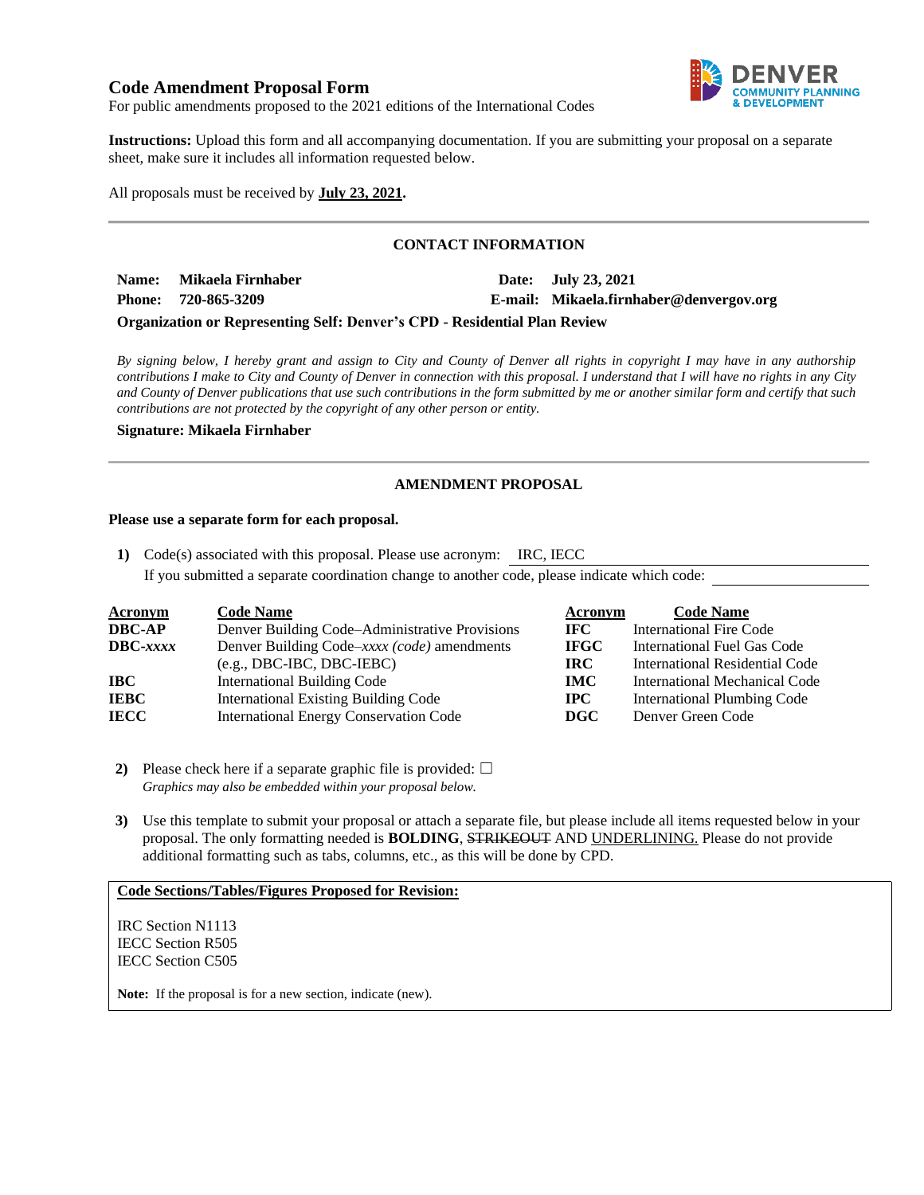# Code Amendment Proposal Form

For public amendments proposed to the 2021 editions of the International Codes

**Instructions:** Upload this form and all accompanying documentation. If you are submitting your proposal on a separate sheet, make sure it includes all information requested below.

All proposals must be received by **July 23, 2021.**

---

## CONTACT INFORMATION

**Name:** **Mikaela Firnhaber** **Date:** **July 23, 2021**

**Phone:** **720-865-3209** **E-mail:** **Mikaela.firnhaber@denvergov.org**

**Organization or Representing Self: Denver's CPD - Residential Plan Review**

*By signing below, I hereby grant and assign to City and County of Denver all rights in copyright I may have in any authorship contributions I make to City and County of Denver in connection with this proposal. I understand that I will have no rights in any City and County of Denver publications that use such contributions in the form submitted by me or another similar form and certify that such contributions are not protected by the copyright of any other person or entity.*

**Signature: Mikaela Firnhaber**

---

## AMENDMENT PROPOSAL

**Please use a separate form for each proposal.**

**1)** Code(s) associated with this proposal. Please use acronym: IRC, IECC

If you submitted a separate coordination change to another code, please indicate which code:

| Acronym | Code Name | Acronym | Code Name |
|---|---|---|---|
| **DBC-AP** | Denver Building Code–Administrative Provisions | **IFC** | International Fire Code |
| **DBC-*xxxx*** | Denver Building Code–*xxxx (code)* amendments (e.g., DBC-IBC, DBC-IEBC) | **IFGC** | International Fuel Gas Code |
| | | **IRC** | International Residential Code |
| **IBC** | International Building Code | **IMC** | International Mechanical Code |
| **IEBC** | International Existing Building Code | **IPC** | International Plumbing Code |
| **IECC** | International Energy Conservation Code | **DGC** | Denver Green Code |

**2)** Please check here if a separate graphic file is provided: ☐

*Graphics may also be embedded within your proposal below.*

**3)** Use this template to submit your proposal or attach a separate file, but please include all items requested below in your proposal. The only formatting needed is **BOLDING**, ~~STRIKEOUT~~ AND <u>UNDERLINING.</u> Please do not provide additional formatting such as tabs, columns, etc., as this will be done by CPD.

**<u>Code Sections/Tables/Figures Proposed for Revision:</u>**

IRC Section N1113
IECC Section R505
IECC Section C505

**Note:** If the proposal is for a new section, indicate (new).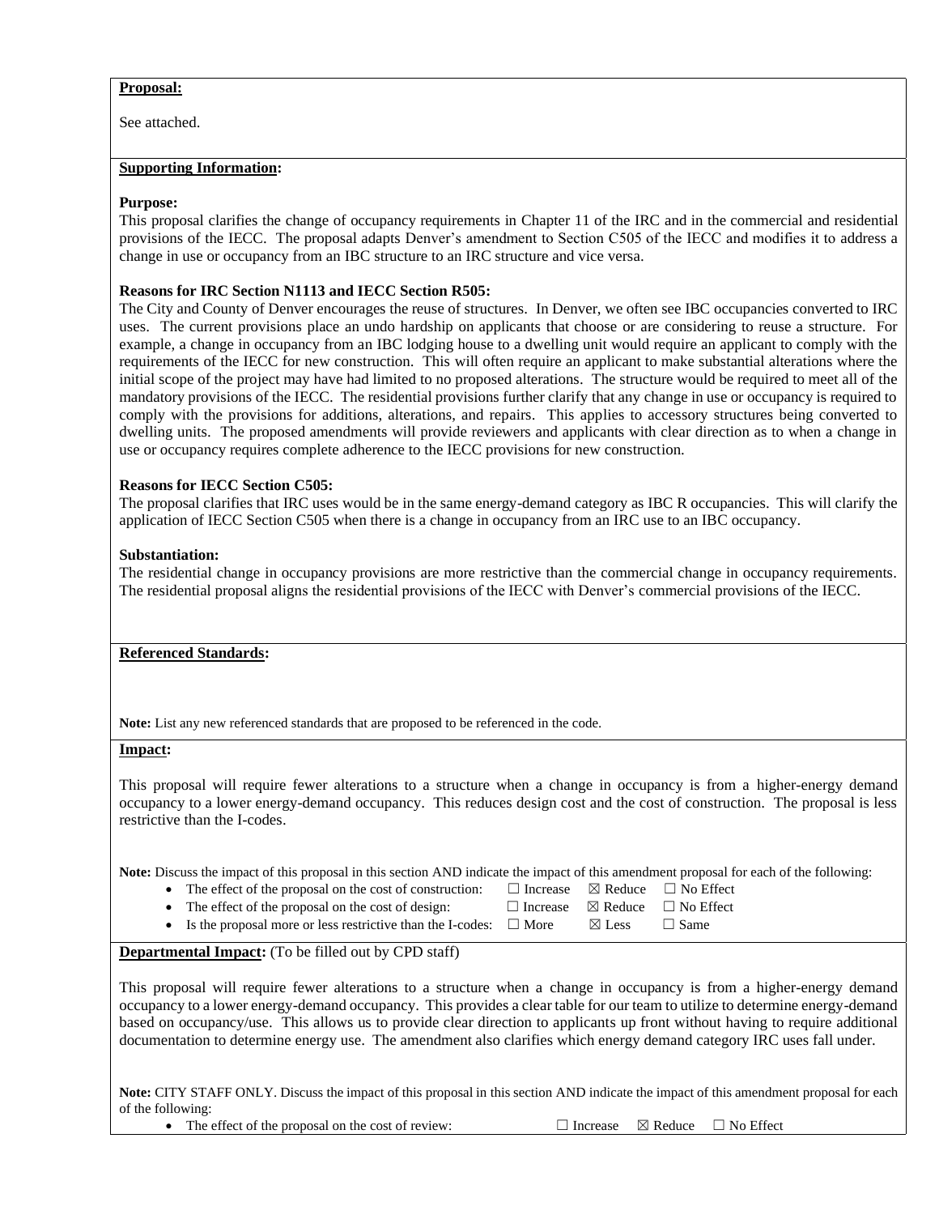**Proposal:**

See attached.

**Supporting Information:**

**Purpose:**
This proposal clarifies the change of occupancy requirements in Chapter 11 of the IRC and in the commercial and residential provisions of the IECC. The proposal adapts Denver's amendment to Section C505 of the IECC and modifies it to address a change in use or occupancy from an IBC structure to an IRC structure and vice versa.

**Reasons for IRC Section N1113 and IECC Section R505:**
The City and County of Denver encourages the reuse of structures. In Denver, we often see IBC occupancies converted to IRC uses. The current provisions place an undo hardship on applicants that choose or are considering to reuse a structure. For example, a change in occupancy from an IBC lodging house to a dwelling unit would require an applicant to comply with the requirements of the IECC for new construction. This will often require an applicant to make substantial alterations where the initial scope of the project may have had limited to no proposed alterations. The structure would be required to meet all of the mandatory provisions of the IECC. The residential provisions further clarify that any change in use or occupancy is required to comply with the provisions for additions, alterations, and repairs. This applies to accessory structures being converted to dwelling units. The proposed amendments will provide reviewers and applicants with clear direction as to when a change in use or occupancy requires complete adherence to the IECC provisions for new construction.

**Reasons for IECC Section C505:**
The proposal clarifies that IRC uses would be in the same energy-demand category as IBC R occupancies. This will clarify the application of IECC Section C505 when there is a change in occupancy from an IRC use to an IBC occupancy.

**Substantiation:**
The residential change in occupancy provisions are more restrictive than the commercial change in occupancy requirements. The residential proposal aligns the residential provisions of the IECC with Denver's commercial provisions of the IECC.

**Referenced Standards:**

**Note:** List any new referenced standards that are proposed to be referenced in the code.

**Impact:**

This proposal will require fewer alterations to a structure when a change in occupancy is from a higher-energy demand occupancy to a lower energy-demand occupancy. This reduces design cost and the cost of construction. The proposal is less restrictive than the I-codes.

**Note:** Discuss the impact of this proposal in this section AND indicate the impact of this amendment proposal for each of the following:

- The effect of the proposal on the cost of construction: ☐ Increase ☒ Reduce ☐ No Effect
- The effect of the proposal on the cost of design: ☐ Increase ☒ Reduce ☐ No Effect
- Is the proposal more or less restrictive than the I-codes: ☐ More ☒ Less ☐ Same

**Departmental Impact:** (To be filled out by CPD staff)

This proposal will require fewer alterations to a structure when a change in occupancy is from a higher-energy demand occupancy to a lower energy-demand occupancy. This provides a clear table for our team to utilize to determine energy-demand based on occupancy/use. This allows us to provide clear direction to applicants up front without having to require additional documentation to determine energy use. The amendment also clarifies which energy demand category IRC uses fall under.

**Note:** CITY STAFF ONLY. Discuss the impact of this proposal in this section AND indicate the impact of this amendment proposal for each of the following:

- The effect of the proposal on the cost of review: ☐ Increase ☒ Reduce ☐ No Effect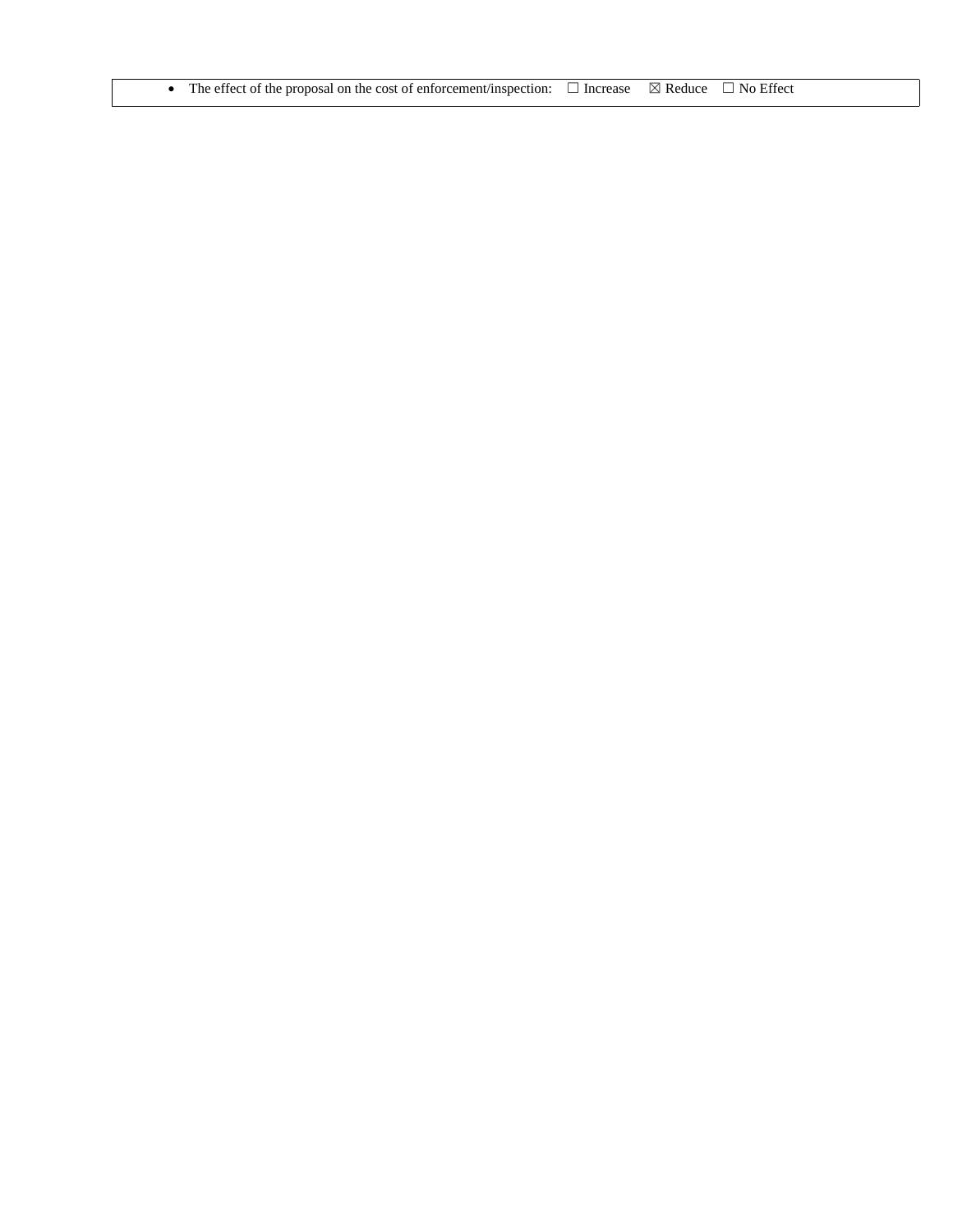- The effect of the proposal on the cost of enforcement/inspection: ☐ Increase ☒ Reduce ☐ No Effect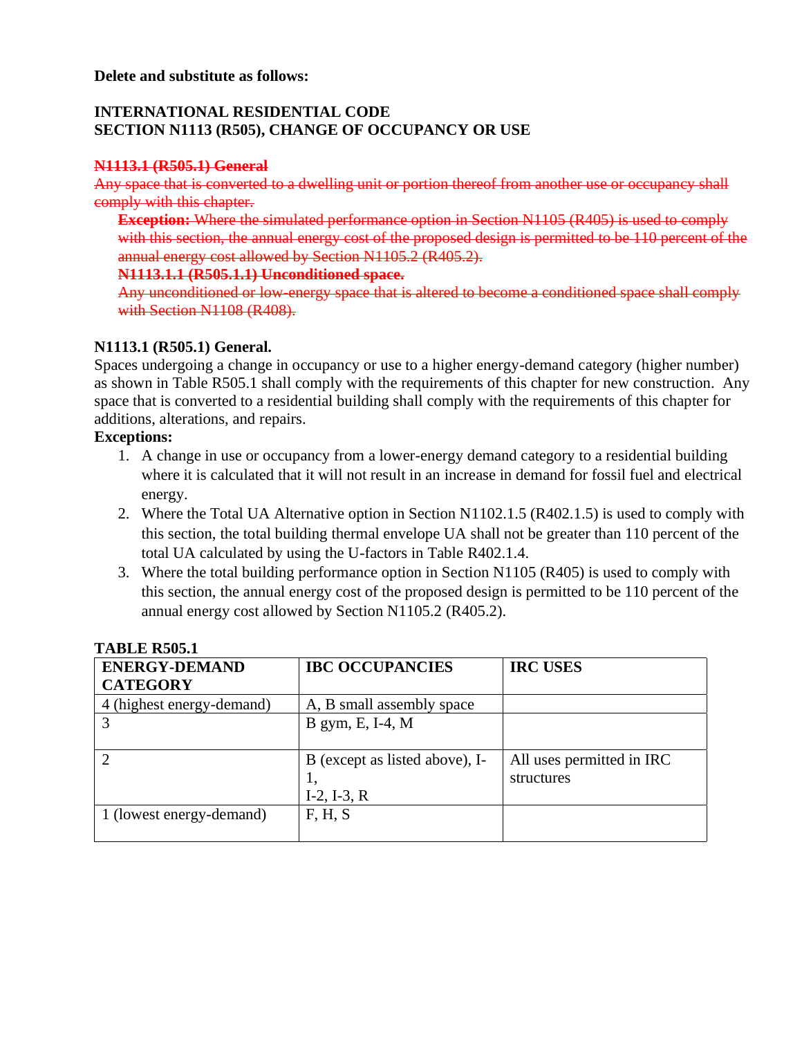**Delete and substitute as follows:**

**INTERNATIONAL RESIDENTIAL CODE**
**SECTION N1113 (R505), CHANGE OF OCCUPANCY OR USE**

~~**N1113.1 (R505.1) General**~~
~~Any space that is converted to a dwelling unit or portion thereof from another use or occupancy shall comply with this chapter.~~

> ~~**Exception:** Where the simulated performance option in Section N1105 (R405) is used to comply with this section, the annual energy cost of the proposed design is permitted to be 110 percent of the annual energy cost allowed by Section N1105.2 (R405.2).~~
>
> ~~**N1113.1.1 (R505.1.1) Unconditioned space.**~~
> ~~Any unconditioned or low-energy space that is altered to become a conditioned space shall comply with Section N1108 (R408).~~

**N1113.1 (R505.1) General.**
Spaces undergoing a change in occupancy or use to a higher energy-demand category (higher number) as shown in Table R505.1 shall comply with the requirements of this chapter for new construction. Any space that is converted to a residential building shall comply with the requirements of this chapter for additions, alterations, and repairs.

**Exceptions:**

1. A change in use or occupancy from a lower-energy demand category to a residential building where it is calculated that it will not result in an increase in demand for fossil fuel and electrical energy.
2. Where the Total UA Alternative option in Section N1102.1.5 (R402.1.5) is used to comply with this section, the total building thermal envelope UA shall not be greater than 110 percent of the total UA calculated by using the U-factors in Table R402.1.4.
3. Where the total building performance option in Section N1105 (R405) is used to comply with this section, the annual energy cost of the proposed design is permitted to be 110 percent of the annual energy cost allowed by Section N1105.2 (R405.2).

**TABLE R505.1**

| ENERGY-DEMAND CATEGORY | IBC OCCUPANCIES | IRC USES |
|---|---|---|
| 4 (highest energy-demand) | A, B small assembly space | |
| 3 | B gym, E, I-4, M | |
| 2 | B (except as listed above), I-1, I-2, I-3, R | All uses permitted in IRC structures |
| 1 (lowest energy-demand) | F, H, S | |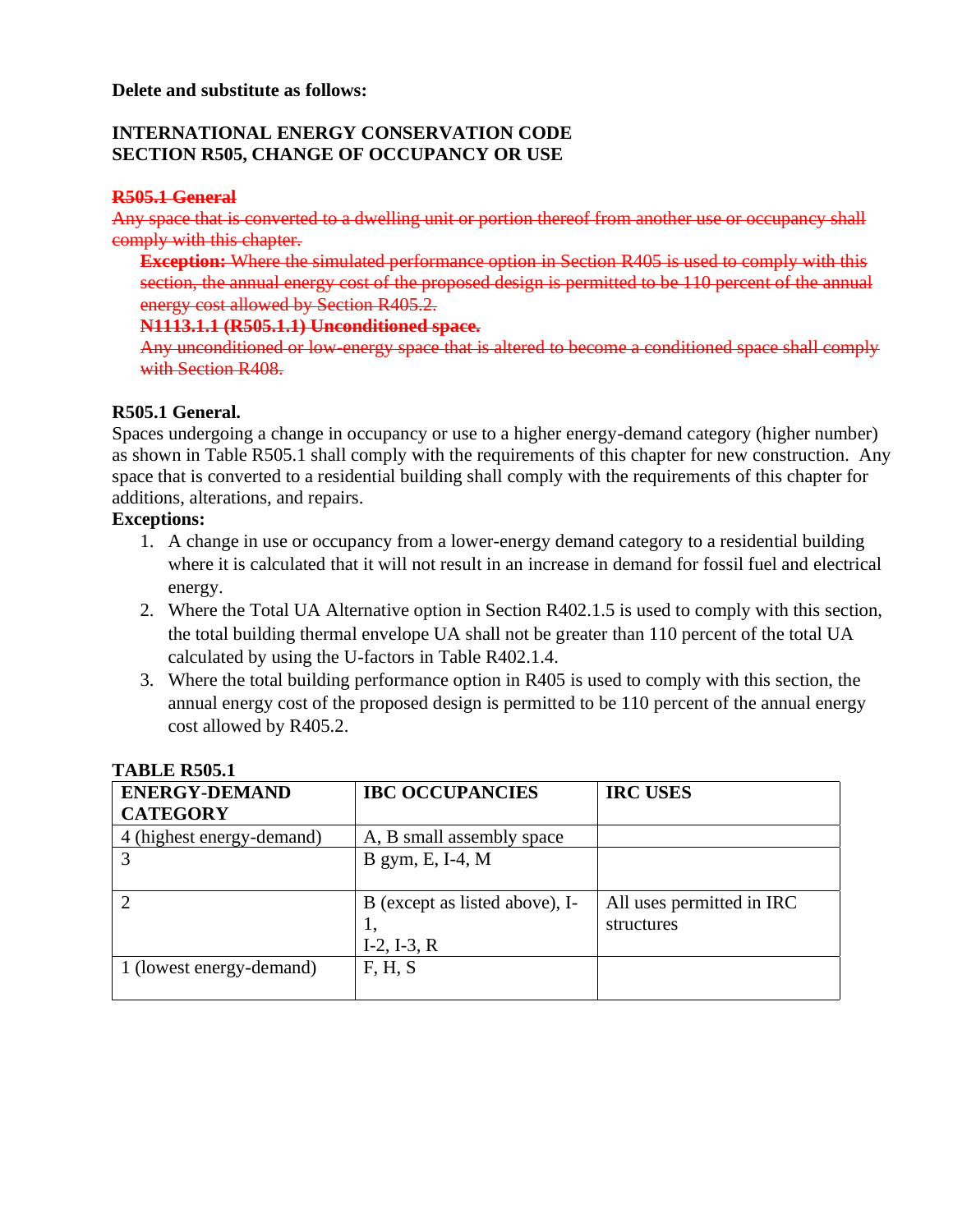**Delete and substitute as follows:**

**INTERNATIONAL ENERGY CONSERVATION CODE**
**SECTION R505, CHANGE OF OCCUPANCY OR USE**

~~**R505.1 General**~~
~~Any space that is converted to a dwelling unit or portion thereof from another use or occupancy shall comply with this chapter.~~

> ~~**Exception:** Where the simulated performance option in Section R405 is used to comply with this section, the annual energy cost of the proposed design is permitted to be 110 percent of the annual energy cost allowed by Section R405.2.~~
>
> ~~**N1113.1.1 (R505.1.1) Unconditioned space.**~~
> ~~Any unconditioned or low-energy space that is altered to become a conditioned space shall comply with Section R408.~~

**R505.1 General.**
Spaces undergoing a change in occupancy or use to a higher energy-demand category (higher number) as shown in Table R505.1 shall comply with the requirements of this chapter for new construction. Any space that is converted to a residential building shall comply with the requirements of this chapter for additions, alterations, and repairs.

**Exceptions:**

1. A change in use or occupancy from a lower-energy demand category to a residential building where it is calculated that it will not result in an increase in demand for fossil fuel and electrical energy.
2. Where the Total UA Alternative option in Section R402.1.5 is used to comply with this section, the total building thermal envelope UA shall not be greater than 110 percent of the total UA calculated by using the U-factors in Table R402.1.4.
3. Where the total building performance option in R405 is used to comply with this section, the annual energy cost of the proposed design is permitted to be 110 percent of the annual energy cost allowed by R405.2.

**TABLE R505.1**

| ENERGY-DEMAND CATEGORY | IBC OCCUPANCIES | IRC USES |
|---|---|---|
| 4 (highest energy-demand) | A, B small assembly space | |
| 3 | B gym, E, I-4, M | |
| 2 | B (except as listed above), I-1, I-2, I-3, R | All uses permitted in IRC structures |
| 1 (lowest energy-demand) | F, H, S | |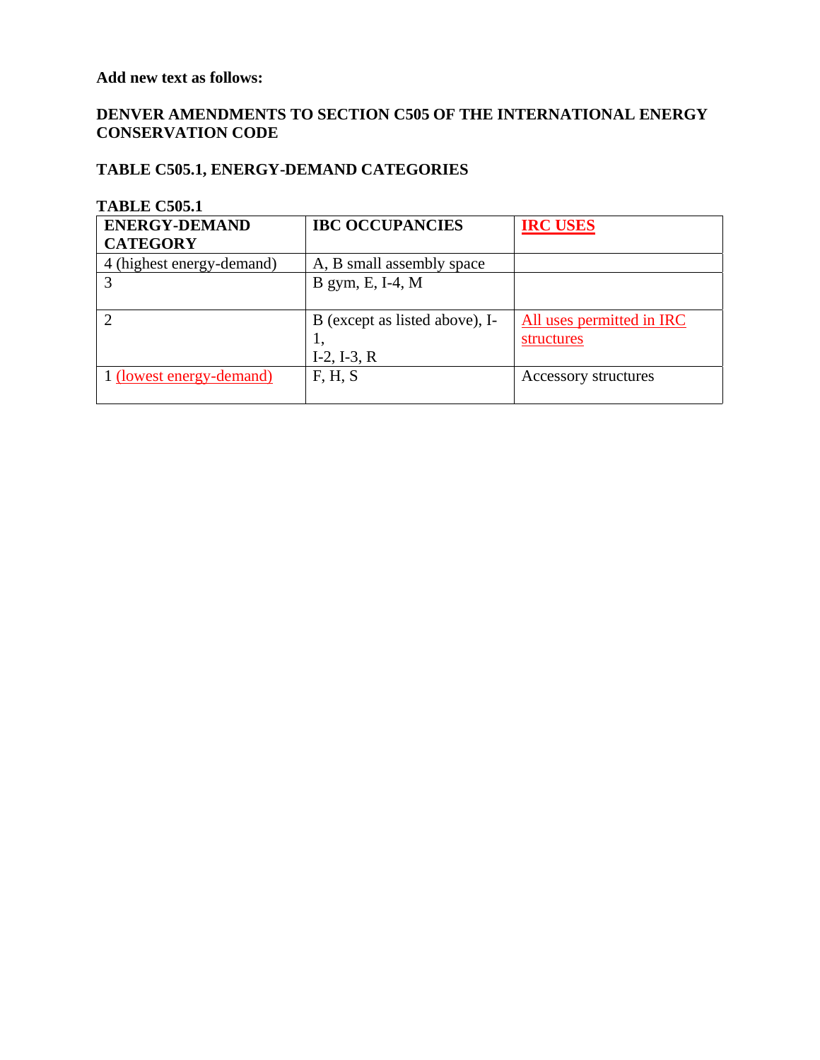**Add new text as follows:**

**DENVER AMENDMENTS TO SECTION C505 OF THE INTERNATIONAL ENERGY CONSERVATION CODE**

**TABLE C505.1, ENERGY-DEMAND CATEGORIES**

**TABLE C505.1**

| **ENERGY-DEMAND CATEGORY** | **IBC OCCUPANCIES** | **IRC USES** |
|---|---|---|
| 4 (highest energy-demand) | A, B small assembly space | |
| 3 | B gym, E, I-4, M | |
| 2 | B (except as listed above), I-1, I-2, I-3, R | All uses permitted in IRC structures |
| 1 (lowest energy-demand) | F, H, S | Accessory structures |